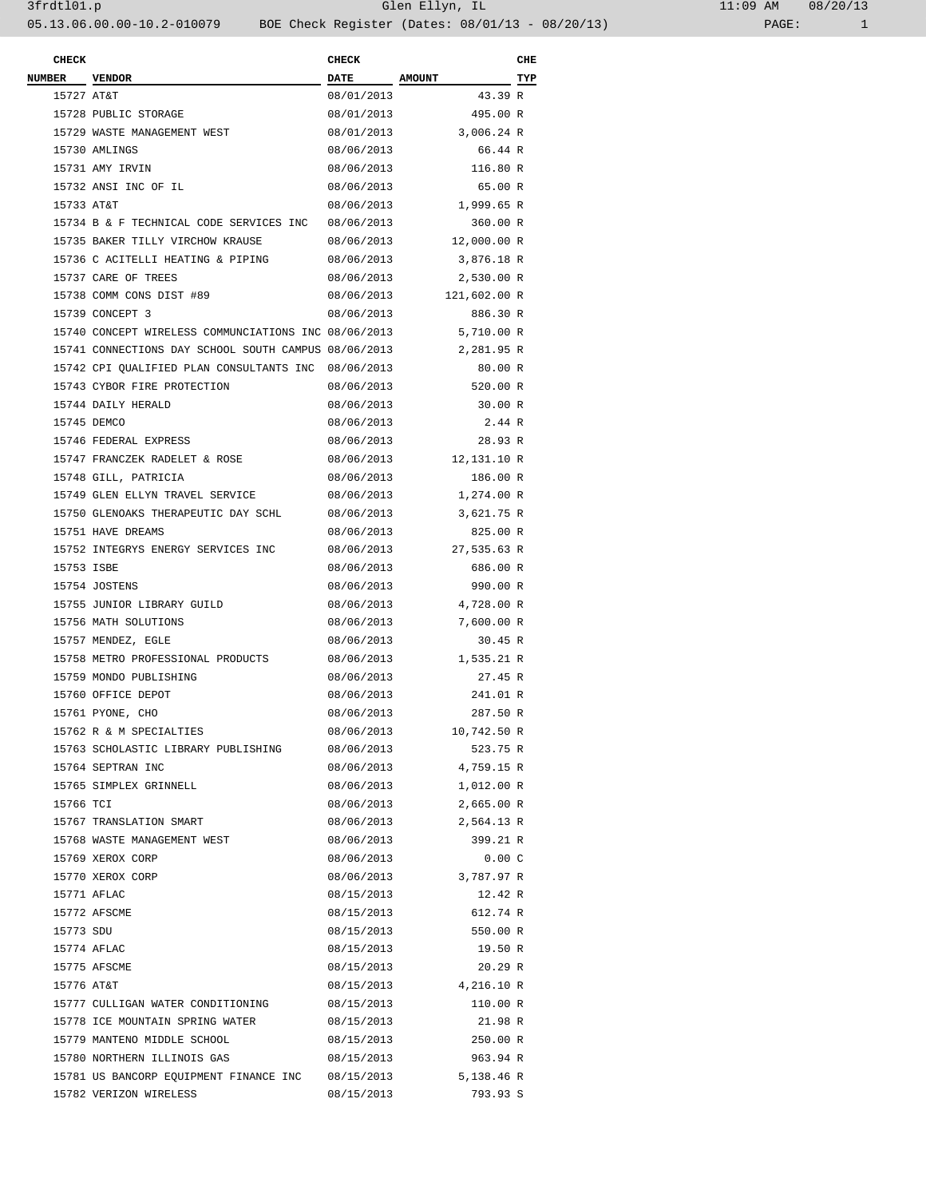3frdtl01.p Glen Ellyn, IL 11:09 AM 08/20/13

05.13.06.00.00-10.2-010079 BOE Check Register (Dates: 08/01/13 - 08/20/13)

| CHECK NUMBER | VENDOR | CHECK DATE | AMOUNT | CHE TYP |
|---|---|---|---|---|
| 15727 | AT&T | 08/01/2013 | 43.39 | R |
| 15728 | PUBLIC STORAGE | 08/01/2013 | 495.00 | R |
| 15729 | WASTE MANAGEMENT WEST | 08/01/2013 | 3,006.24 | R |
| 15730 | AMLINGS | 08/06/2013 | 66.44 | R |
| 15731 | AMY IRVIN | 08/06/2013 | 116.80 | R |
| 15732 | ANSI INC OF IL | 08/06/2013 | 65.00 | R |
| 15733 | AT&T | 08/06/2013 | 1,999.65 | R |
| 15734 | B & F TECHNICAL CODE SERVICES INC | 08/06/2013 | 360.00 | R |
| 15735 | BAKER TILLY VIRCHOW KRAUSE | 08/06/2013 | 12,000.00 | R |
| 15736 | C ACITELLI HEATING & PIPING | 08/06/2013 | 3,876.18 | R |
| 15737 | CARE OF TREES | 08/06/2013 | 2,530.00 | R |
| 15738 | COMM CONS DIST #89 | 08/06/2013 | 121,602.00 | R |
| 15739 | CONCEPT 3 | 08/06/2013 | 886.30 | R |
| 15740 | CONCEPT WIRELESS COMMUNCIATIONS INC | 08/06/2013 | 5,710.00 | R |
| 15741 | CONNECTIONS DAY SCHOOL SOUTH CAMPUS | 08/06/2013 | 2,281.95 | R |
| 15742 | CPI QUALIFIED PLAN CONSULTANTS INC | 08/06/2013 | 80.00 | R |
| 15743 | CYBOR FIRE PROTECTION | 08/06/2013 | 520.00 | R |
| 15744 | DAILY HERALD | 08/06/2013 | 30.00 | R |
| 15745 | DEMCO | 08/06/2013 | 2.44 | R |
| 15746 | FEDERAL EXPRESS | 08/06/2013 | 28.93 | R |
| 15747 | FRANCZEK RADELET & ROSE | 08/06/2013 | 12,131.10 | R |
| 15748 | GILL, PATRICIA | 08/06/2013 | 186.00 | R |
| 15749 | GLEN ELLYN TRAVEL SERVICE | 08/06/2013 | 1,274.00 | R |
| 15750 | GLENOAKS THERAPEUTIC DAY SCHL | 08/06/2013 | 3,621.75 | R |
| 15751 | HAVE DREAMS | 08/06/2013 | 825.00 | R |
| 15752 | INTEGRYS ENERGY SERVICES INC | 08/06/2013 | 27,535.63 | R |
| 15753 | ISBE | 08/06/2013 | 686.00 | R |
| 15754 | JOSTENS | 08/06/2013 | 990.00 | R |
| 15755 | JUNIOR LIBRARY GUILD | 08/06/2013 | 4,728.00 | R |
| 15756 | MATH SOLUTIONS | 08/06/2013 | 7,600.00 | R |
| 15757 | MENDEZ, EGLE | 08/06/2013 | 30.45 | R |
| 15758 | METRO PROFESSIONAL PRODUCTS | 08/06/2013 | 1,535.21 | R |
| 15759 | MONDO PUBLISHING | 08/06/2013 | 27.45 | R |
| 15760 | OFFICE DEPOT | 08/06/2013 | 241.01 | R |
| 15761 | PYONE, CHO | 08/06/2013 | 287.50 | R |
| 15762 | R & M SPECIALTIES | 08/06/2013 | 10,742.50 | R |
| 15763 | SCHOLASTIC LIBRARY PUBLISHING | 08/06/2013 | 523.75 | R |
| 15764 | SEPTRAN INC | 08/06/2013 | 4,759.15 | R |
| 15765 | SIMPLEX GRINNELL | 08/06/2013 | 1,012.00 | R |
| 15766 | TCI | 08/06/2013 | 2,665.00 | R |
| 15767 | TRANSLATION SMART | 08/06/2013 | 2,564.13 | R |
| 15768 | WASTE MANAGEMENT WEST | 08/06/2013 | 399.21 | R |
| 15769 | XEROX CORP | 08/06/2013 | 0.00 | C |
| 15770 | XEROX CORP | 08/06/2013 | 3,787.97 | R |
| 15771 | AFLAC | 08/15/2013 | 12.42 | R |
| 15772 | AFSCME | 08/15/2013 | 612.74 | R |
| 15773 | SDU | 08/15/2013 | 550.00 | R |
| 15774 | AFLAC | 08/15/2013 | 19.50 | R |
| 15775 | AFSCME | 08/15/2013 | 20.29 | R |
| 15776 | AT&T | 08/15/2013 | 4,216.10 | R |
| 15777 | CULLIGAN WATER CONDITIONING | 08/15/2013 | 110.00 | R |
| 15778 | ICE MOUNTAIN SPRING WATER | 08/15/2013 | 21.98 | R |
| 15779 | MANTENO MIDDLE SCHOOL | 08/15/2013 | 250.00 | R |
| 15780 | NORTHERN ILLINOIS GAS | 08/15/2013 | 963.94 | R |
| 15781 | US BANCORP EQUIPMENT FINANCE INC | 08/15/2013 | 5,138.46 | R |
| 15782 | VERIZON WIRELESS | 08/15/2013 | 793.93 | S |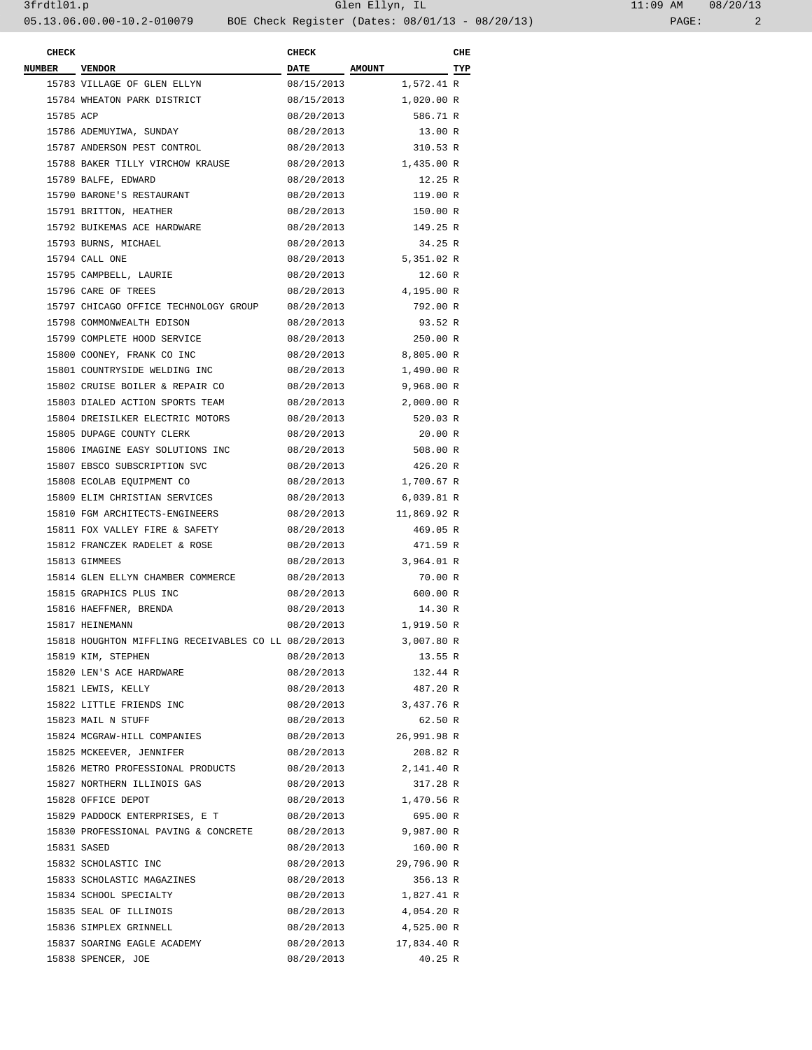| CHECK NUMBER | VENDOR | CHECK DATE | AMOUNT | CHE TYP |
|---|---|---|---|---|
| 15783 | VILLAGE OF GLEN ELLYN | 08/15/2013 | 1,572.41 | R |
| 15784 | WHEATON PARK DISTRICT | 08/15/2013 | 1,020.00 | R |
| 15785 | ACP | 08/20/2013 | 586.71 | R |
| 15786 | ADEMUYIWA, SUNDAY | 08/20/2013 | 13.00 | R |
| 15787 | ANDERSON PEST CONTROL | 08/20/2013 | 310.53 | R |
| 15788 | BAKER TILLY VIRCHOW KRAUSE | 08/20/2013 | 1,435.00 | R |
| 15789 | BALFE, EDWARD | 08/20/2013 | 12.25 | R |
| 15790 | BARONE'S RESTAURANT | 08/20/2013 | 119.00 | R |
| 15791 | BRITTON, HEATHER | 08/20/2013 | 150.00 | R |
| 15792 | BUIKEMAS ACE HARDWARE | 08/20/2013 | 149.25 | R |
| 15793 | BURNS, MICHAEL | 08/20/2013 | 34.25 | R |
| 15794 | CALL ONE | 08/20/2013 | 5,351.02 | R |
| 15795 | CAMPBELL, LAURIE | 08/20/2013 | 12.60 | R |
| 15796 | CARE OF TREES | 08/20/2013 | 4,195.00 | R |
| 15797 | CHICAGO OFFICE TECHNOLOGY GROUP | 08/20/2013 | 792.00 | R |
| 15798 | COMMONWEALTH EDISON | 08/20/2013 | 93.52 | R |
| 15799 | COMPLETE HOOD SERVICE | 08/20/2013 | 250.00 | R |
| 15800 | COONEY, FRANK CO INC | 08/20/2013 | 8,805.00 | R |
| 15801 | COUNTRYSIDE WELDING INC | 08/20/2013 | 1,490.00 | R |
| 15802 | CRUISE BOILER & REPAIR CO | 08/20/2013 | 9,968.00 | R |
| 15803 | DIALED ACTION SPORTS TEAM | 08/20/2013 | 2,000.00 | R |
| 15804 | DREISILKER ELECTRIC MOTORS | 08/20/2013 | 520.03 | R |
| 15805 | DUPAGE COUNTY CLERK | 08/20/2013 | 20.00 | R |
| 15806 | IMAGINE EASY SOLUTIONS INC | 08/20/2013 | 508.00 | R |
| 15807 | EBSCO SUBSCRIPTION SVC | 08/20/2013 | 426.20 | R |
| 15808 | ECOLAB EQUIPMENT CO | 08/20/2013 | 1,700.67 | R |
| 15809 | ELIM CHRISTIAN SERVICES | 08/20/2013 | 6,039.81 | R |
| 15810 | FGM ARCHITECTS-ENGINEERS | 08/20/2013 | 11,869.92 | R |
| 15811 | FOX VALLEY FIRE & SAFETY | 08/20/2013 | 469.05 | R |
| 15812 | FRANCZEK RADELET & ROSE | 08/20/2013 | 471.59 | R |
| 15813 | GIMMEES | 08/20/2013 | 3,964.01 | R |
| 15814 | GLEN ELLYN CHAMBER COMMERCE | 08/20/2013 | 70.00 | R |
| 15815 | GRAPHICS PLUS INC | 08/20/2013 | 600.00 | R |
| 15816 | HAEFFNER, BRENDA | 08/20/2013 | 14.30 | R |
| 15817 | HEINEMANN | 08/20/2013 | 1,919.50 | R |
| 15818 | HOUGHTON MIFFLING RECEIVABLES CO LL | 08/20/2013 | 3,007.80 | R |
| 15819 | KIM, STEPHEN | 08/20/2013 | 13.55 | R |
| 15820 | LEN'S ACE HARDWARE | 08/20/2013 | 132.44 | R |
| 15821 | LEWIS, KELLY | 08/20/2013 | 487.20 | R |
| 15822 | LITTLE FRIENDS INC | 08/20/2013 | 3,437.76 | R |
| 15823 | MAIL N STUFF | 08/20/2013 | 62.50 | R |
| 15824 | MCGRAW-HILL COMPANIES | 08/20/2013 | 26,991.98 | R |
| 15825 | MCKEEVER, JENNIFER | 08/20/2013 | 208.82 | R |
| 15826 | METRO PROFESSIONAL PRODUCTS | 08/20/2013 | 2,141.40 | R |
| 15827 | NORTHERN ILLINOIS GAS | 08/20/2013 | 317.28 | R |
| 15828 | OFFICE DEPOT | 08/20/2013 | 1,470.56 | R |
| 15829 | PADDOCK ENTERPRISES, E T | 08/20/2013 | 695.00 | R |
| 15830 | PROFESSIONAL PAVING & CONCRETE | 08/20/2013 | 9,987.00 | R |
| 15831 | SASED | 08/20/2013 | 160.00 | R |
| 15832 | SCHOLASTIC INC | 08/20/2013 | 29,796.90 | R |
| 15833 | SCHOLASTIC MAGAZINES | 08/20/2013 | 356.13 | R |
| 15834 | SCHOOL SPECIALTY | 08/20/2013 | 1,827.41 | R |
| 15835 | SEAL OF ILLINOIS | 08/20/2013 | 4,054.20 | R |
| 15836 | SIMPLEX GRINNELL | 08/20/2013 | 4,525.00 | R |
| 15837 | SOARING EAGLE ACADEMY | 08/20/2013 | 17,834.40 | R |
| 15838 | SPENCER, JOE | 08/20/2013 | 40.25 | R |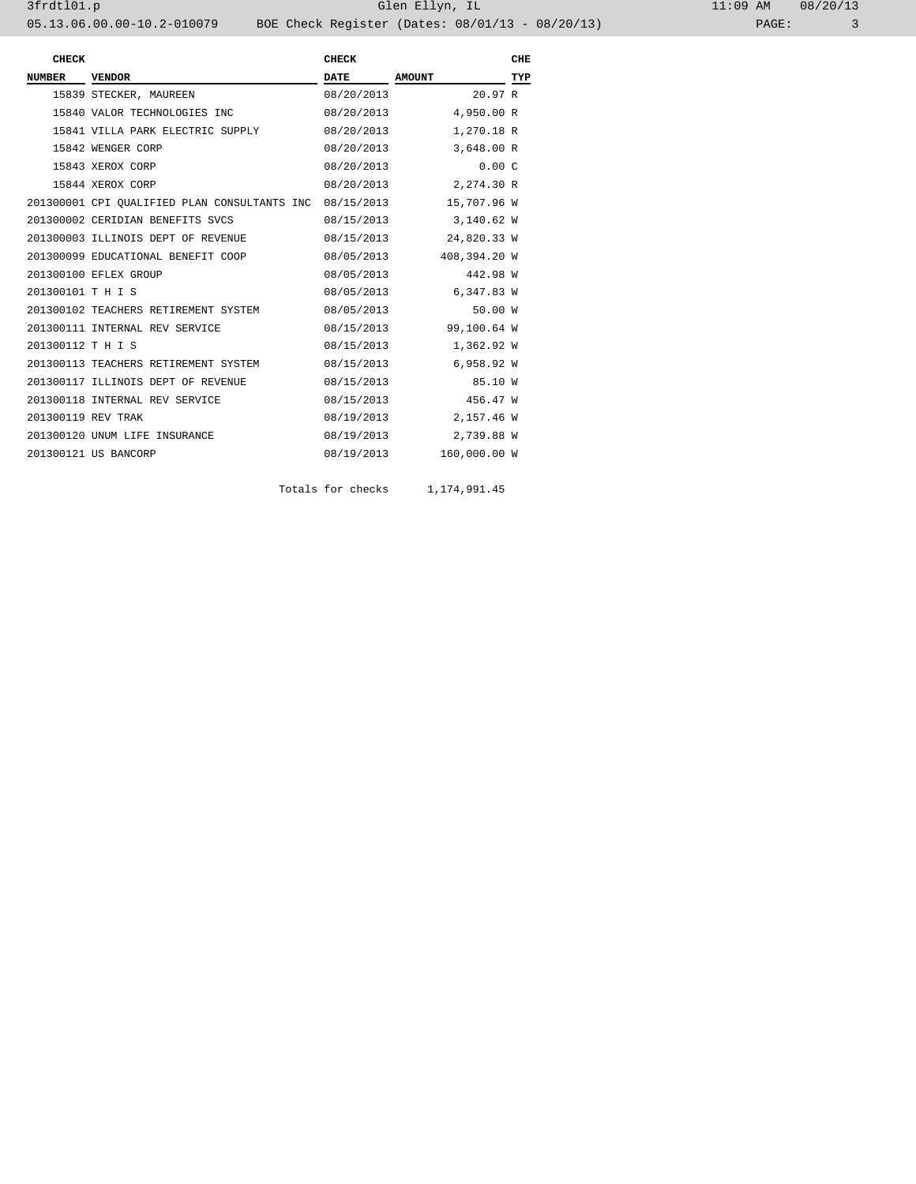| CHECK NUMBER | VENDOR | CHECK DATE | AMOUNT | CHE TYP |
|---|---|---|---|---|
| 15839 | STECKER, MAUREEN | 08/20/2013 | 20.97 | R |
| 15840 | VALOR TECHNOLOGIES INC | 08/20/2013 | 4,950.00 | R |
| 15841 | VILLA PARK ELECTRIC SUPPLY | 08/20/2013 | 1,270.18 | R |
| 15842 | WENGER CORP | 08/20/2013 | 3,648.00 | R |
| 15843 | XEROX CORP | 08/20/2013 | 0.00 | C |
| 15844 | XEROX CORP | 08/20/2013 | 2,274.30 | R |
| 201300001 | CPI QUALIFIED PLAN CONSULTANTS INC | 08/15/2013 | 15,707.96 | W |
| 201300002 | CERIDIAN BENEFITS SVCS | 08/15/2013 | 3,140.62 | W |
| 201300003 | ILLINOIS DEPT OF REVENUE | 08/15/2013 | 24,820.33 | W |
| 201300099 | EDUCATIONAL BENEFIT COOP | 08/05/2013 | 408,394.20 | W |
| 201300100 | EFLEX GROUP | 08/05/2013 | 442.98 | W |
| 201300101 | T H I S | 08/05/2013 | 6,347.83 | W |
| 201300102 | TEACHERS RETIREMENT SYSTEM | 08/05/2013 | 50.00 | W |
| 201300111 | INTERNAL REV SERVICE | 08/15/2013 | 99,100.64 | W |
| 201300112 | T H I S | 08/15/2013 | 1,362.92 | W |
| 201300113 | TEACHERS RETIREMENT SYSTEM | 08/15/2013 | 6,958.92 | W |
| 201300117 | ILLINOIS DEPT OF REVENUE | 08/15/2013 | 85.10 | W |
| 201300118 | INTERNAL REV SERVICE | 08/15/2013 | 456.47 | W |
| 201300119 | REV TRAK | 08/19/2013 | 2,157.46 | W |
| 201300120 | UNUM LIFE INSURANCE | 08/19/2013 | 2,739.88 | W |
| 201300121 | US BANCORP | 08/19/2013 | 160,000.00 | W |
| | | Totals for checks | 1,174,991.45 | |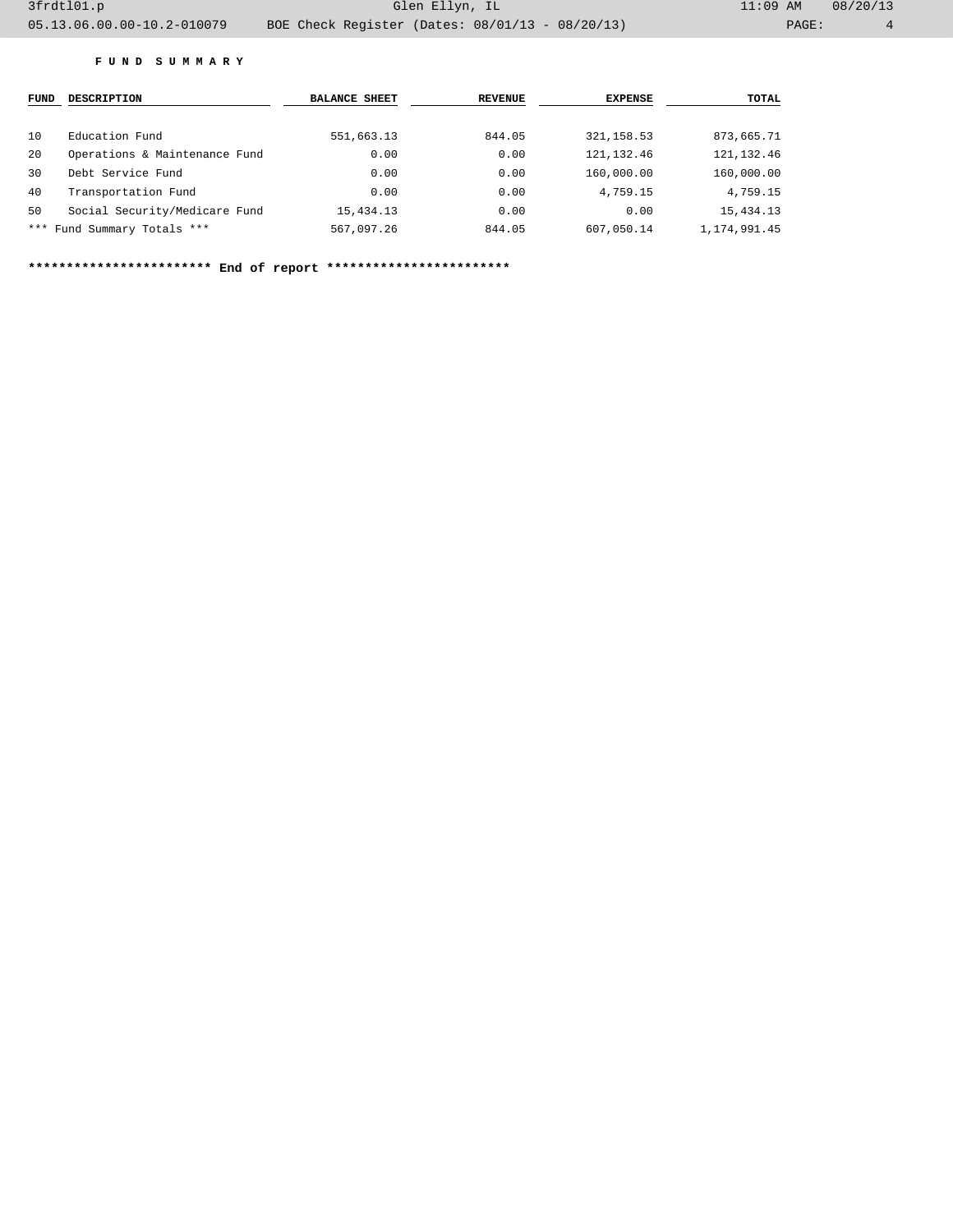**F U N D   S U M M A R Y**

| FUND | DESCRIPTION | BALANCE SHEET | REVENUE | EXPENSE | TOTAL |
|---|---|---|---|---|---|
| 10 | Education Fund | 551,663.13 | 844.05 | 321,158.53 | 873,665.71 |
| 20 | Operations & Maintenance Fund | 0.00 | 0.00 | 121,132.46 | 121,132.46 |
| 30 | Debt Service Fund | 0.00 | 0.00 | 160,000.00 | 160,000.00 |
| 40 | Transportation Fund | 0.00 | 0.00 | 4,759.15 | 4,759.15 |
| 50 | Social Security/Medicare Fund | 15,434.13 | 0.00 | 0.00 | 15,434.13 |
| *** Fund Summary Totals *** | | 567,097.26 | 844.05 | 607,050.14 | 1,174,991.45 |

**************************** End of report ****************************